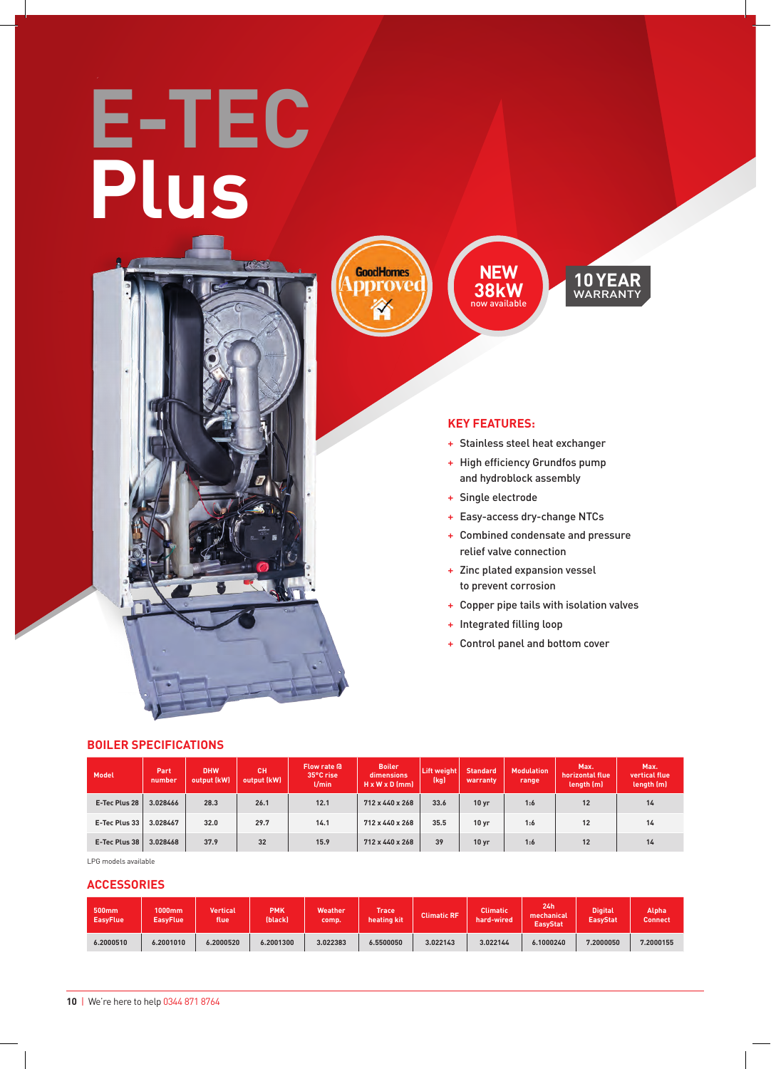# E-TEC Plus

GoodHomes Approved

NEW 38kW now available

10 YEAR WARRANTY

## KEY FEATURES:

- Stainless steel heat exchanger
- High efficiency Grundfos pump and hydroblock assembly
- Single electrode
- Easy-access dry-change NTCs
- Combined condensate and pressure relief valve connection
- Zinc plated expansion vessel to prevent corrosion
- Copper pipe tails with isolation valves
- Integrated filling loop
- Control panel and bottom cover

## BOILER SPECIFICATIONS

| Model | Part number | DHW output (kW) | CH output (kW) | Flow rate @ 35°C rise l/min | Boiler dimensions H x W x D (mm) | Lift weight (kg) | Standard warranty | Modulation range | Max. horizontal flue length (m) | Max. vertical flue length (m) |
|---|---|---|---|---|---|---|---|---|---|---|
| E-Tec Plus 28 | 3.028466 | 28.3 | 26.1 | 12.1 | 712 x 440 x 268 | 33.6 | 10 yr | 1:6 | 12 | 14 |
| E-Tec Plus 33 | 3.028467 | 32.0 | 29.7 | 14.1 | 712 x 440 x 268 | 35.5 | 10 yr | 1:6 | 12 | 14 |
| E-Tec Plus 38 | 3.028468 | 37.9 | 32 | 15.9 | 712 x 440 x 268 | 39 | 10 yr | 1:6 | 12 | 14 |

LPG models available

## ACCESSORIES

| 500mm EasyFlue | 1000mm EasyFlue | Vertical flue | PMK (black) | Weather comp. | Trace heating kit | Climatic RF | Climatic hard-wired | 24h mechanical EasyStat | Digital EasyStat | Alpha Connect |
|---|---|---|---|---|---|---|---|---|---|---|
| 6.2000510 | 6.2001010 | 6.2000520 | 6.2001300 | 3.022383 | 6.5500050 | 3.022143 | 3.022144 | 6.1000240 | 7.2000050 | 7.2000155 |

We're here to help 0344 871 8764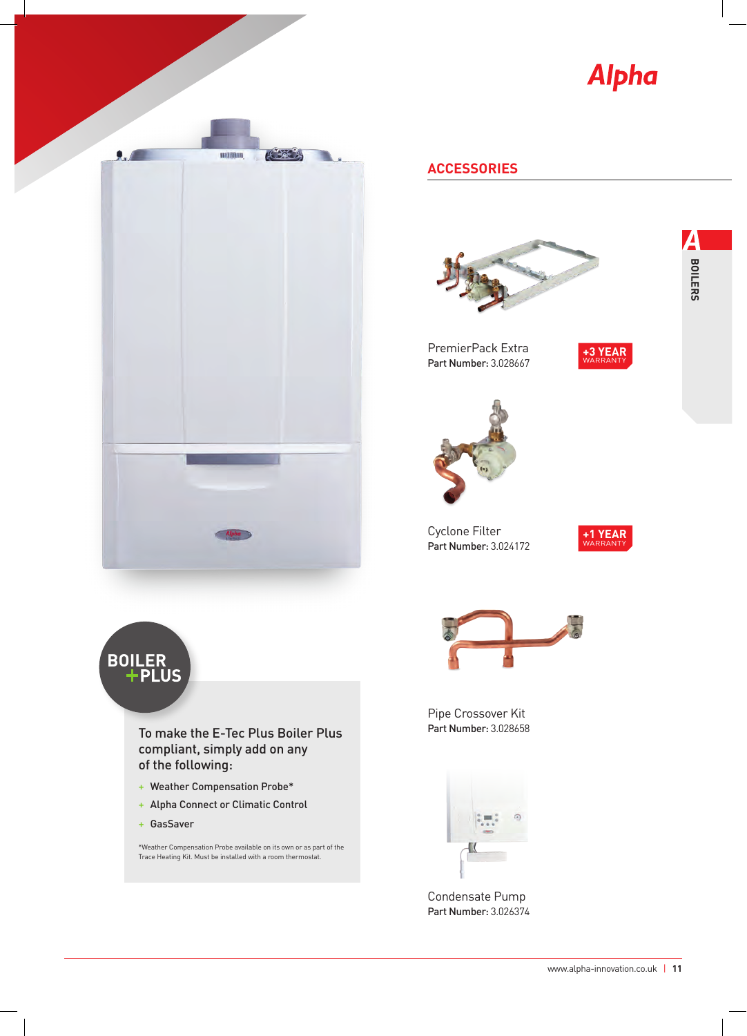Alpha

## ACCESSORIES

PremierPack Extra
**Part Number:** 3.028667

+3 YEAR WARRANTY

Cyclone Filter
**Part Number:** 3.024172

+1 YEAR WARRANTY

Pipe Crossover Kit
**Part Number:** 3.028658

Condensate Pump
**Part Number:** 3.026374

A BOILERS

**BOILER +PLUS**

To make the E-Tec Plus Boiler Plus compliant, simply add on any of the following:

- Weather Compensation Probe*
- Alpha Connect or Climatic Control
- GasSaver

*Weather Compensation Probe available on its own or as part of the Trace Heating Kit. Must be installed with a room thermostat.

www.alpha-innovation.co.uk